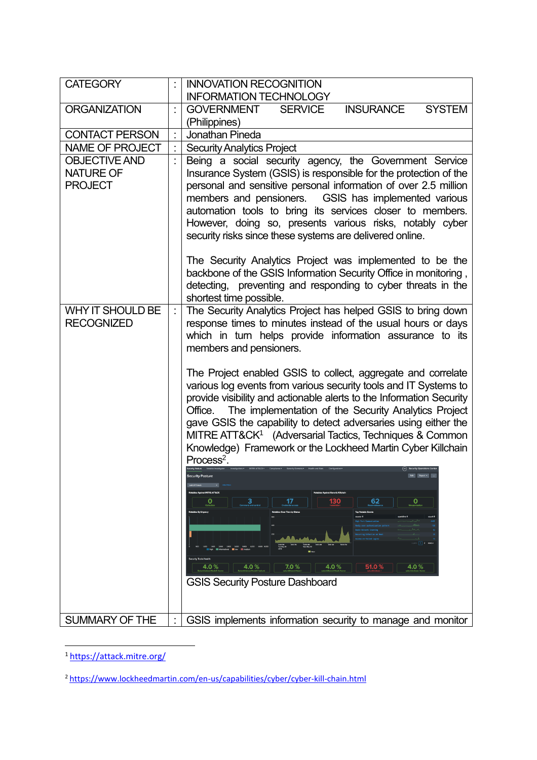| CATEGORY | : | INNOVATION RECOGNITION<br>INFORMATION TECHNOLOGY |
|---|---|---|
| ORGANIZATION | : | GOVERNMENT SERVICE INSURANCE SYSTEM (Philippines) |
| CONTACT PERSON | : | Jonathan Pineda |
| NAME OF PROJECT | : | Security Analytics Project |
| OBJECTIVE AND NATURE OF PROJECT | : | Being a social security agency, the Government Service Insurance System (GSIS) is responsible for the protection of the personal and sensitive personal information of over 2.5 million members and pensioners. GSIS has implemented various automation tools to bring its services closer to members. However, doing so, presents various risks, notably cyber security risks since these systems are delivered online.<br><br>The Security Analytics Project was implemented to be the backbone of the GSIS Information Security Office in monitoring , detecting, preventing and responding to cyber threats in the shortest time possible. |
| WHY IT SHOULD BE RECOGNIZED | : | The Security Analytics Project has helped GSIS to bring down response times to minutes instead of the usual hours or days which in turn helps provide information assurance to its members and pensioners.<br><br>The Project enabled GSIS to collect, aggregate and correlate various log events from various security tools and IT Systems to provide visibility and actionable alerts to the Information Security Office. The implementation of the Security Analytics Project gave GSIS the capability to detect adversaries using either the MITRE ATT&CK[1] (Adversarial Tactics, Techniques & Common Knowledge) Framework or the Lockheed Martin Cyber Killchain Process[2].<br><br>GSIS Security Posture Dashboard |
| SUMMARY OF THE | : | GSIS implements information security to manage and monitor |

[1] https://attack.mitre.org/

[2] https://www.lockheedmartin.com/en-us/capabilities/cyber/cyber-kill-chain.html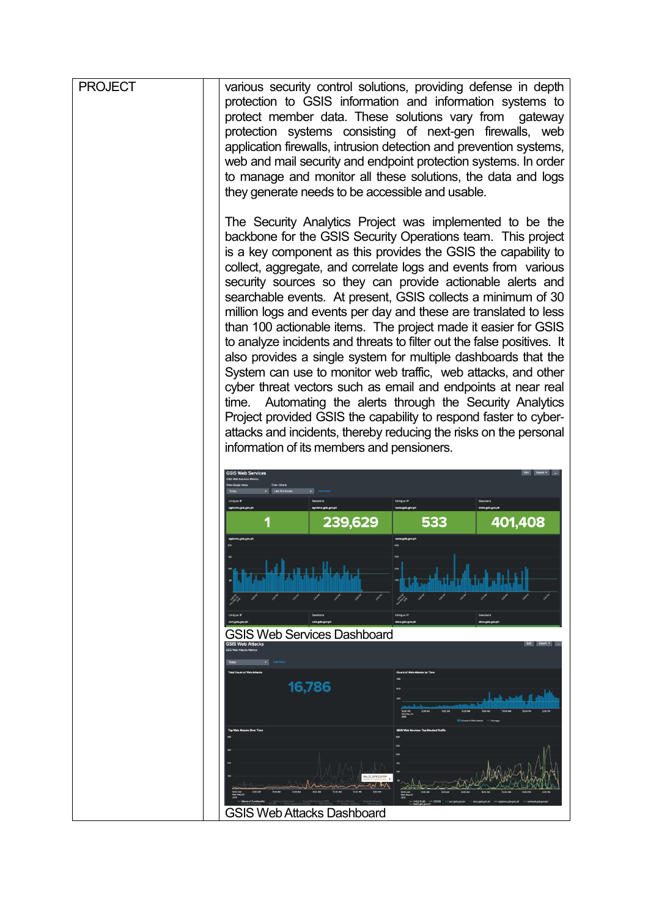| PROJECT | | various security control solutions, providing defense in depth protection to GSIS information and information systems to protect member data. These solutions vary from gateway protection systems consisting of next-gen firewalls, web application firewalls, intrusion detection and prevention systems, web and mail security and endpoint protection systems. In order to manage and monitor all these solutions, the data and logs they generate needs to be accessible and usable.<br><br>The Security Analytics Project was implemented to be the backbone for the GSIS Security Operations team. This project is a key component as this provides the GSIS the capability to collect, aggregate, and correlate logs and events from various security sources so they can provide actionable alerts and searchable events. At present, GSIS collects a minimum of 30 million logs and events per day and these are translated to less than 100 actionable items. The project made it easier for GSIS to analyze incidents and threats to filter out the false positives. It also provides a single system for multiple dashboards that the System can use to monitor web traffic, web attacks, and other cyber threat vectors such as email and endpoints at near real time. Automating the alerts through the Security Analytics Project provided GSIS the capability to respond faster to cyber-attacks and incidents, thereby reducing the risks on the personal information of its members and pensioners.<br><br>GSIS Web Services Dashboard<br><br>GSIS Web Attacks Dashboard |
|---|---|---|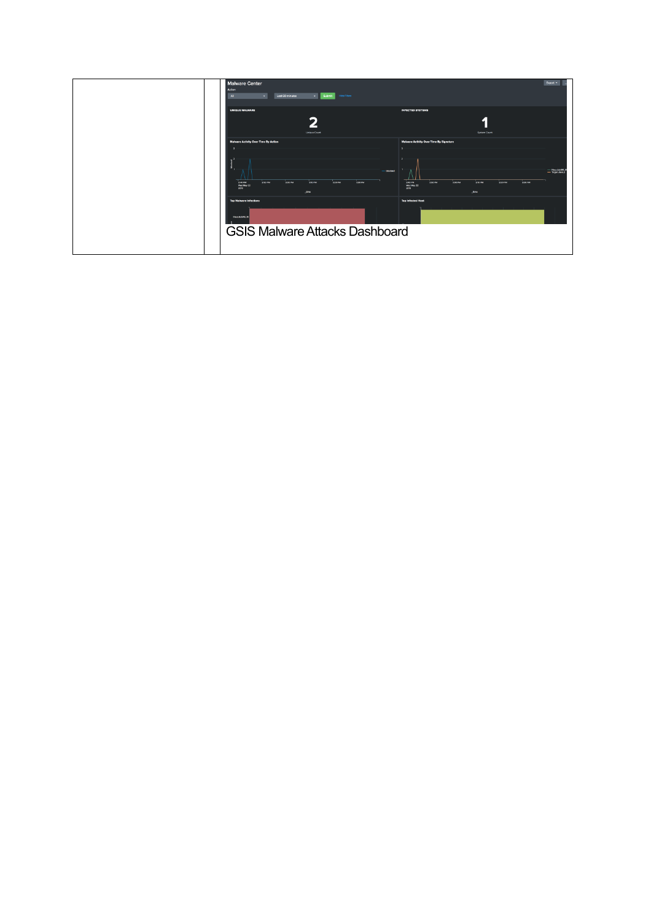| | | |
|---|---|---|
| | | Malware Center<br>Action<br>All<br>Last 60 minutes<br>Submit<br>Hide Filters<br>Export<br>UNIQUE MALWARE<br>2<br>Unique Count<br>INFECTED SYSTEMS<br>1<br>System Count<br>Malware Activity Over Time By Action<br>Malware Activity Over Time By Signature<br>Top Malware Infections<br>Top Infected Host<br>GSIS Malware Attacks Dashboard |